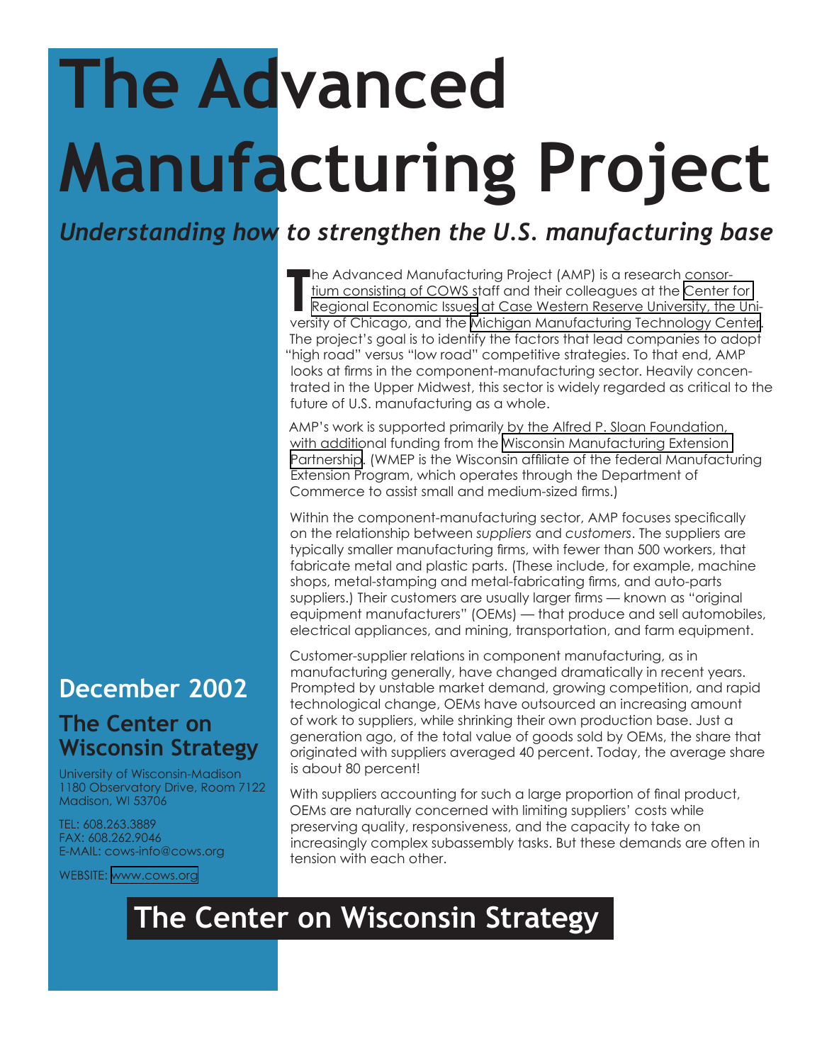# The Advanced Manufacturing Project

*Understanding how to strengthen the U.S. manufacturing base*

The Advanced Manufacturing Project (AMP) is a research consortium consisting of COWS staff and their colleagues at the Center for Regional Economic Issues at Case Western Reserve University, the University of Chicago, and the Michigan Manufacturing Technology Center. The project's goal is to identify the factors that lead companies to adopt "high road" versus "low road" competitive strategies. To that end, AMP looks at firms in the component-manufacturing sector. Heavily concentrated in the Upper Midwest, this sector is widely regarded as critical to the future of U.S. manufacturing as a whole.

AMP's work is supported primarily by the Alfred P. Sloan Foundation, with additional funding from the Wisconsin Manufacturing Extension Partnership. (WMEP is the Wisconsin affiliate of the federal Manufacturing Extension Program, which operates through the Department of Commerce to assist small and medium-sized firms.)

Within the component-manufacturing sector, AMP focuses specifically on the relationship between *suppliers* and *customers*. The suppliers are typically smaller manufacturing firms, with fewer than 500 workers, that fabricate metal and plastic parts. (These include, for example, machine shops, metal-stamping and metal-fabricating firms, and auto-parts suppliers.) Their customers are usually larger firms — known as "original equipment manufacturers" (OEMs) — that produce and sell automobiles, electrical appliances, and mining, transportation, and farm equipment.

Customer-supplier relations in component manufacturing, as in manufacturing generally, have changed dramatically in recent years. Prompted by unstable market demand, growing competition, and rapid technological change, OEMs have outsourced an increasing amount of work to suppliers, while shrinking their own production base. Just a generation ago, of the total value of goods sold by OEMs, the share that originated with suppliers averaged 40 percent. Today, the average share is about 80 percent!

With suppliers accounting for such a large proportion of final product, OEMs are naturally concerned with limiting suppliers' costs while preserving quality, responsiveness, and the capacity to take on increasingly complex subassembly tasks. But these demands are often in tension with each other.

## December 2002

### The Center on Wisconsin Strategy

University of Wisconsin-Madison
1180 Observatory Drive, Room 7122
Madison, WI 53706

TEL: 608.263.3889
FAX: 608.262.9046
E-MAIL: cows-info@cows.org

WEBSITE: www.cows.org

**The Center on Wisconsin Strategy**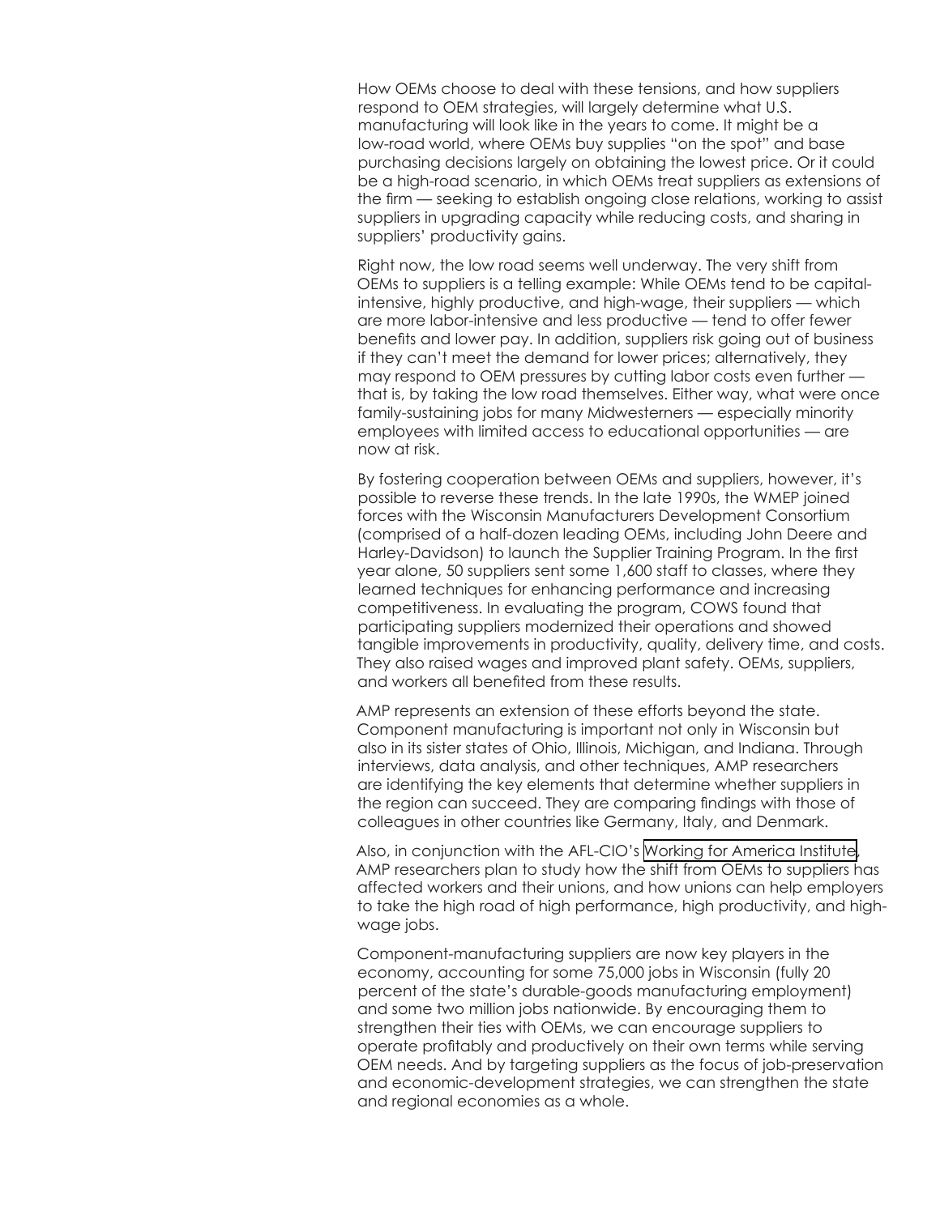How OEMs choose to deal with these tensions, and how suppliers respond to OEM strategies, will largely determine what U.S. manufacturing will look like in the years to come. It might be a low-road world, where OEMs buy supplies "on the spot" and base purchasing decisions largely on obtaining the lowest price. Or it could be a high-road scenario, in which OEMs treat suppliers as extensions of the firm — seeking to establish ongoing close relations, working to assist suppliers in upgrading capacity while reducing costs, and sharing in suppliers' productivity gains.

Right now, the low road seems well underway. The very shift from OEMs to suppliers is a telling example: While OEMs tend to be capital-intensive, highly productive, and high-wage, their suppliers — which are more labor-intensive and less productive — tend to offer fewer benefits and lower pay. In addition, suppliers risk going out of business if they can't meet the demand for lower prices; alternatively, they may respond to OEM pressures by cutting labor costs even further — that is, by taking the low road themselves. Either way, what were once family-sustaining jobs for many Midwesterners — especially minority employees with limited access to educational opportunities — are now at risk.

By fostering cooperation between OEMs and suppliers, however, it's possible to reverse these trends. In the late 1990s, the WMEP joined forces with the Wisconsin Manufacturers Development Consortium (comprised of a half-dozen leading OEMs, including John Deere and Harley-Davidson) to launch the Supplier Training Program. In the first year alone, 50 suppliers sent some 1,600 staff to classes, where they learned techniques for enhancing performance and increasing competitiveness. In evaluating the program, COWS found that participating suppliers modernized their operations and showed tangible improvements in productivity, quality, delivery time, and costs. They also raised wages and improved plant safety. OEMs, suppliers, and workers all benefited from these results.

AMP represents an extension of these efforts beyond the state. Component manufacturing is important not only in Wisconsin but also in its sister states of Ohio, Illinois, Michigan, and Indiana. Through interviews, data analysis, and other techniques, AMP researchers are identifying the key elements that determine whether suppliers in the region can succeed. They are comparing findings with those of colleagues in other countries like Germany, Italy, and Denmark.

Also, in conjunction with the AFL-CIO's Working for America Institute, AMP researchers plan to study how the shift from OEMs to suppliers has affected workers and their unions, and how unions can help employers to take the high road of high performance, high productivity, and high-wage jobs.

Component-manufacturing suppliers are now key players in the economy, accounting for some 75,000 jobs in Wisconsin (fully 20 percent of the state's durable-goods manufacturing employment) and some two million jobs nationwide. By encouraging them to strengthen their ties with OEMs, we can encourage suppliers to operate profitably and productively on their own terms while serving OEM needs. And by targeting suppliers as the focus of job-preservation and economic-development strategies, we can strengthen the state and regional economies as a whole.